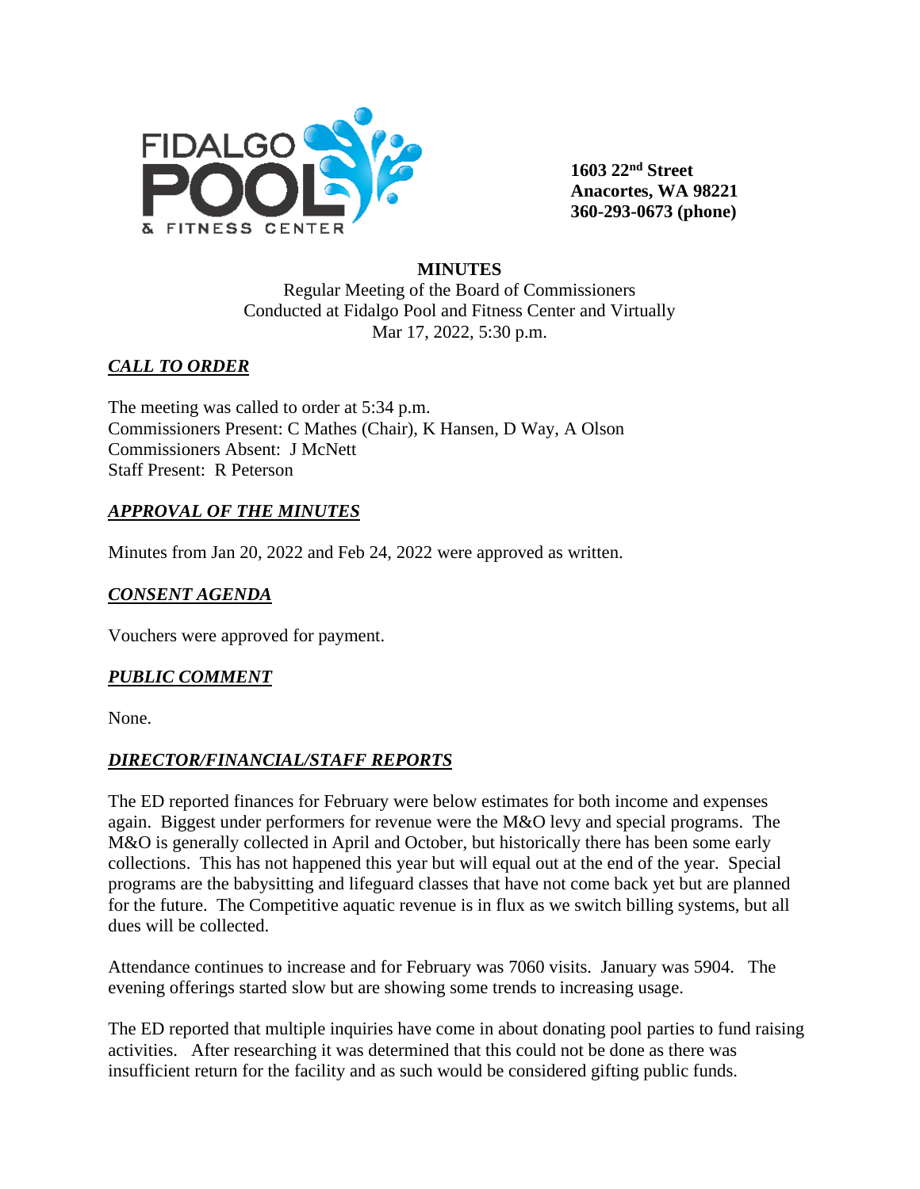**1603 22nd Street**
**Anacortes, WA 98221**
**360-293-0673 (phone)**

**MINUTES**

Regular Meeting of the Board of Commissioners
Conducted at Fidalgo Pool and Fitness Center and Virtually
Mar 17, 2022, 5:30 p.m.

## ***CALL TO ORDER***

The meeting was called to order at 5:34 p.m.
Commissioners Present: C Mathes (Chair), K Hansen, D Way, A Olson
Commissioners Absent: J McNett
Staff Present: R Peterson

## ***APPROVAL OF THE MINUTES***

Minutes from Jan 20, 2022 and Feb 24, 2022 were approved as written.

## ***CONSENT AGENDA***

Vouchers were approved for payment.

## ***PUBLIC COMMENT***

None.

## ***DIRECTOR/FINANCIAL/STAFF REPORTS***

The ED reported finances for February were below estimates for both income and expenses again. Biggest under performers for revenue were the M&O levy and special programs. The M&O is generally collected in April and October, but historically there has been some early collections. This has not happened this year but will equal out at the end of the year. Special programs are the babysitting and lifeguard classes that have not come back yet but are planned for the future. The Competitive aquatic revenue is in flux as we switch billing systems, but all dues will be collected.

Attendance continues to increase and for February was 7060 visits. January was 5904. The evening offerings started slow but are showing some trends to increasing usage.

The ED reported that multiple inquiries have come in about donating pool parties to fund raising activities. After researching it was determined that this could not be done as there was insufficient return for the facility and as such would be considered gifting public funds.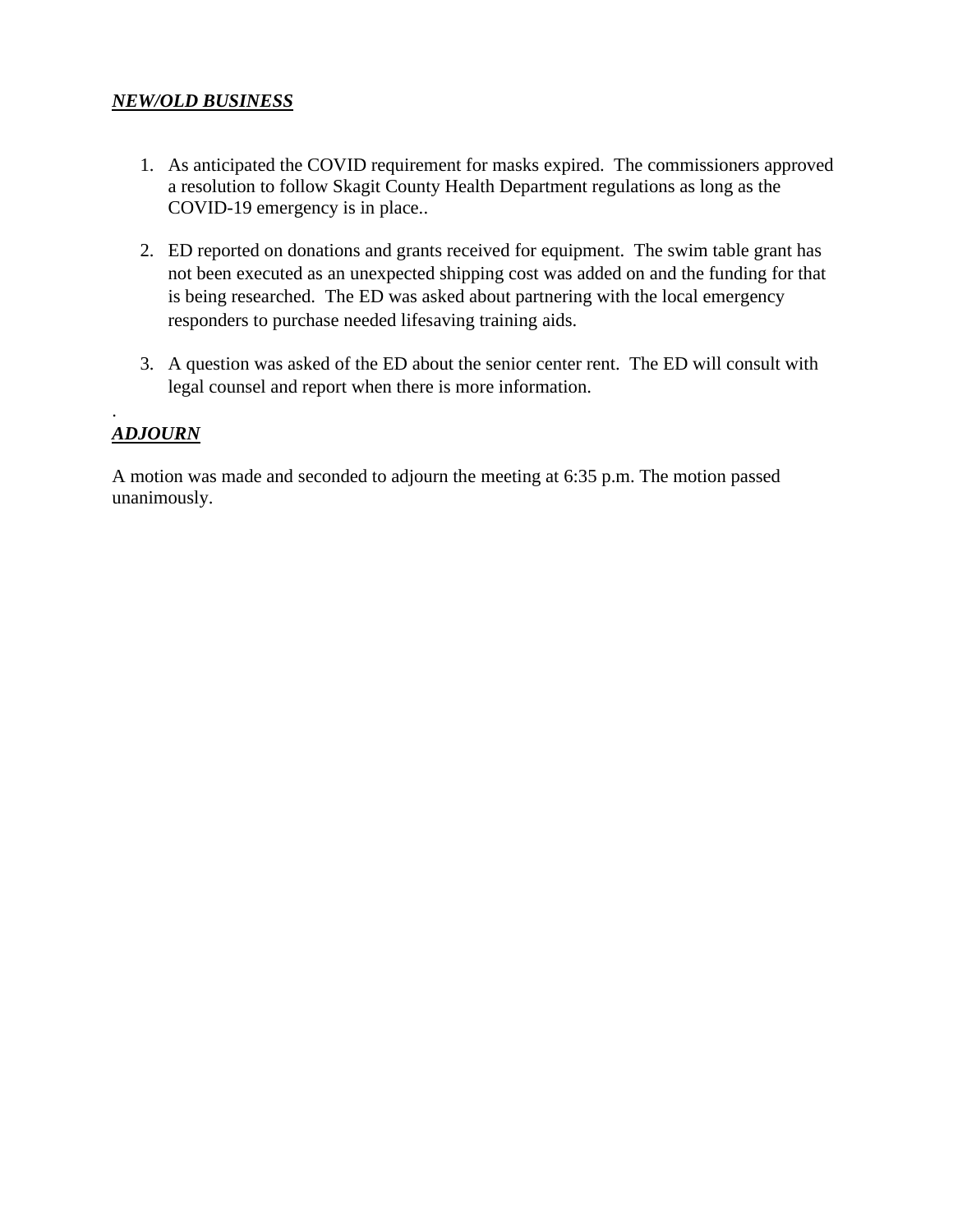***NEW/OLD BUSINESS***

1. As anticipated the COVID requirement for masks expired. The commissioners approved a resolution to follow Skagit County Health Department regulations as long as the COVID-19 emergency is in place..

2. ED reported on donations and grants received for equipment. The swim table grant has not been executed as an unexpected shipping cost was added on and the funding for that is being researched. The ED was asked about partnering with the local emergency responders to purchase needed lifesaving training aids.

3. A question was asked of the ED about the senior center rent. The ED will consult with legal counsel and report when there is more information.

.

***ADJOURN***

A motion was made and seconded to adjourn the meeting at 6:35 p.m. The motion passed unanimously.